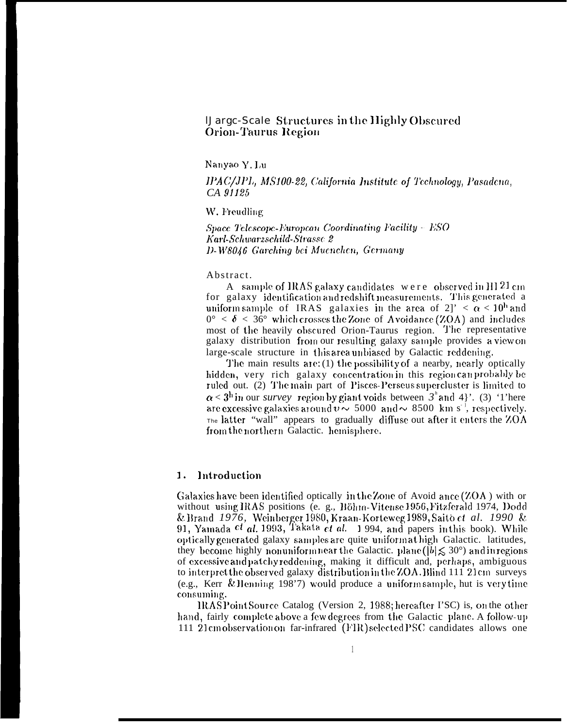# Large-Scale Structures in the Highly Obscured Orion-Taurus Region

Nanyao Y. Lu

*IPAC/JPL, MS100-22, California Institute of Technology, Pasadena, CA 91125*

W. Freudling

*Space Telescope-European Coordinating Facility - ESO Karl-Schwarzschild-Strasse 2 D-W8046 Garching bei Muenchen, Germany*

**Abstract.** A sample of IRAS galaxy candidates were observed in HI 21 cm for galaxy identification and redshift measurements. This generated a uniform sample of IRAS galaxies in the area of $2^h < \alpha < 10^h$ and $0° < \delta < 36°$ which crosses the Zone of Avoidance (ZOA) and includes most of the heavily obscured Orion-Taurus region. The representative galaxy distribution from our resulting galaxy sample provides a view on large-scale structure in this area unbiased by Galactic reddening.

The main results are: (1) the possibility of a nearby, nearly optically hidden, very rich galaxy concentration in this region can probably be ruled out. (2) The main part of Pisces-Perseus supercluster is limited to $\alpha < 3^h$ in our *survey* region by giant voids between $3^h$ and $4^h$. (3) There are excessive galaxies around $v \sim 5000$ and $\sim 8500$ km s$^{-1}$, respectively. The latter "wall" appears to gradually diffuse out after it enters the ZOA from the northern Galactic hemisphere.

## 1. Introduction

Galaxies have been identified optically in the Zone of Avoidance (ZOA) with or without using IRAS positions (e. g., Böhm-Vitense 1956, Fitzgerald 1974, Dodd & Brand *1976,* Weinberger 1980, Kraan-Korteweg 1989, Saitō *et al. 1990* & 91, Yamada *et al.* 1993, Takata *et al.* 1994, and papers in this book). While optically generated galaxy samples are quite uniform at high Galactic latitudes, they become highly nonuniform near the Galactic plane ($|b| \lesssim 30°$) and in regions of excessive and patchy reddening, making it difficult and, perhaps, ambiguous to interpret the observed galaxy distribution in the ZOA. Blind HI 21 cm surveys (e.g., Kerr & Henning 1987) would produce a uniform sample, but is very time consuming.

IRAS Point Source Catalog (Version 2, 1988; hereafter PSC) is, on the other hand, fairly complete above a few degrees from the Galactic plane. A follow-up HI 21 cm observation on far-infrared (FIR) selected PSC candidates allows one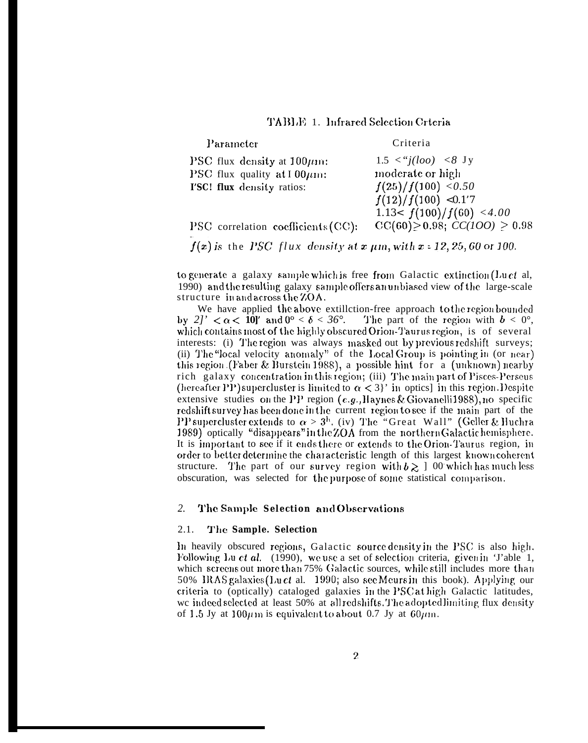TABLE 1. Infrared Selection Criteria

| Parameter | Criteria |
|---|---|
| PSC flux density at $100\mu m$: | $1.5 < f(100) < 8$ Jy |
| PSC flux quality at $100\mu m$: | moderate or high |
| PSC flux density ratios: | $f(25)/f(100) < 0.50$ |
| | $f(12)/f(100) < 0.17$ |
| | $1.13 < f(100)/f(60) < 4.00$ |
| PSC correlation coefficients (CC): | $CC(60) \geq 0.98$; $CC(100) \geq 0.98$ |

$f(x)$ *is the PSC flux density at* $x$ $\mu m$, *with* $x = 12, 25, 60$ or $100$.

to generate a galaxy sample which is free from Galactic extinction (Lu *et* al, 1990) and the resulting galaxy sample offers an unbiased view of the large-scale structure in and across the ZOA.

We have applied the above extinction-free approach to the region bounded by $2^h < \alpha < 10^h$ and $0° < \delta < 36°$. The part of the region with $b < 0°$, which contains most of the highly obscured Orion-Taurus region, is of several interests: (i) The region was always masked out by previous redshift surveys; (ii) The "local velocity anomaly" of the Local Group is pointing in (or near) this region (Faber & Burstein 1988), a possible hint for a (unknown) nearby rich galaxy concentration in this region; (iii) The main part of Pisces-Perseus (hereafter PP) supercluster is limited to $\alpha < 3^h$ in optics] in this region. Despite extensive studies on the PP region (*e.g.*, Haynes & Giovanelli 1988), no specific redshift survey has been done in the current region to see if the main part of the PP supercluster extends to $\alpha > 3^h$. (iv) The "Great Wall" (Geller & Huchra 1989) optically "disappears" in the ZOA from the northern Galactic hemisphere. It is important to see if it ends there or extends to the Orion-Taurus region, in order to better determine the characteristic length of this largest known coherent structure. The part of our survey region with $b \gtrsim 10°$ which has much less obscuration, was selected for the purpose of some statistical comparison.

## 2. The Sample Selection and Observations

### 2.1. The Sample. Selection

In heavily obscured regions, Galactic source density in the PSC is also high. Following Lu *et al.* (1990), we use a set of selection criteria, given in Table 1, which screens out more than 75% Galactic sources, while still includes more than 50% IRAS galaxies (Lu *et* al. 1990; also see Meurs in this book). Applying our criteria to (optically) cataloged galaxies in the PSC at high Galactic latitudes, we indeed selected at least 50% at all redshifts. The adopted limiting flux density of 1.5 Jy at $100\mu m$ is equivalent to about 0.7 Jy at $60\mu m$.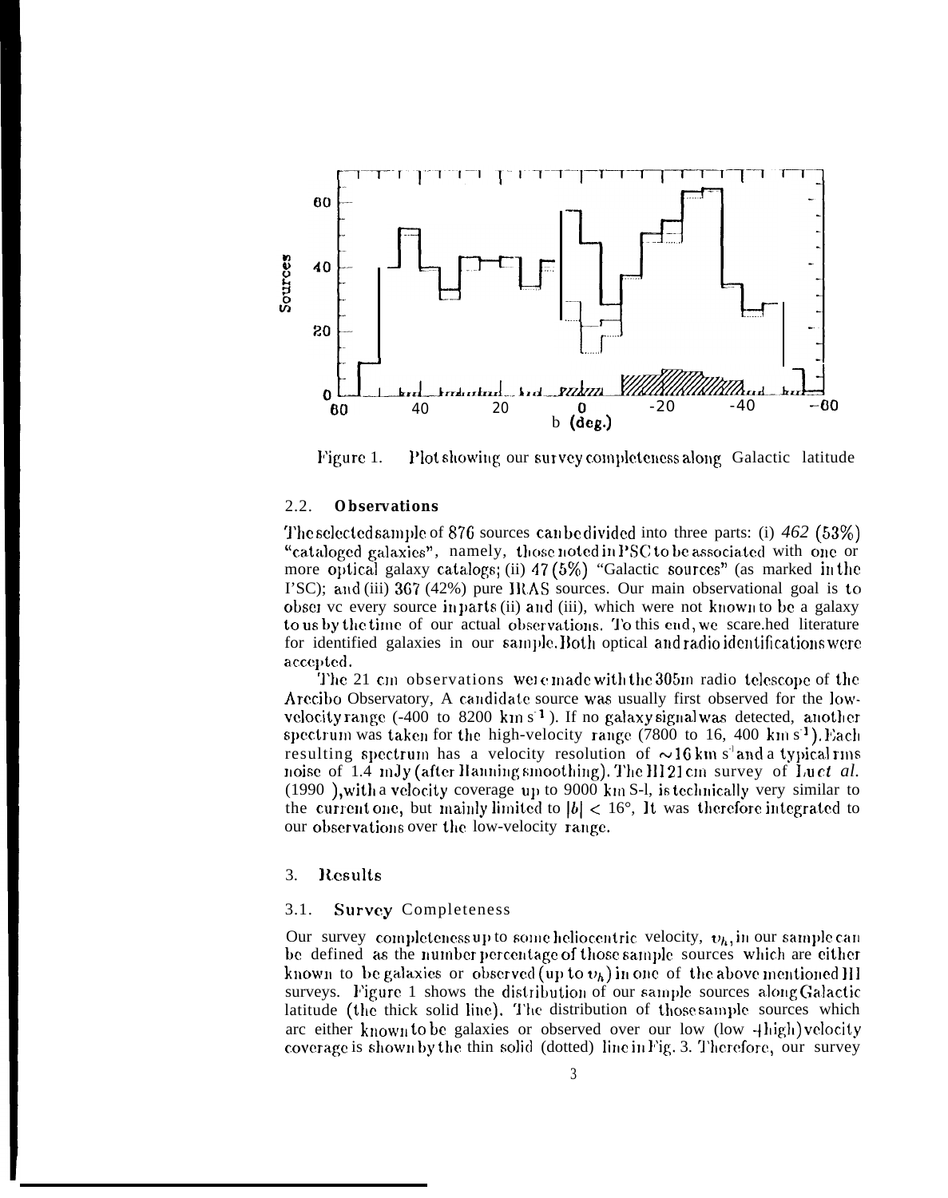Figure 1. Plot showing our survey completeness along Galactic latitude

### 2.2. **Observations**

The selected sample of 876 sources can be divided into three parts: (i) *462* (53%) "cataloged galaxies", namely, those noted in PSC to be associated with one or more optical galaxy catalogs; (ii) 47 (5%) "Galactic sources" (as marked in the PSC); and (iii) 367 (42%) pure IRAS sources. Our main observational goal is to observe every source in parts (ii) and (iii), which were not known to be a galaxy to us by the time of our actual observations. To this end, we searched literature for identified galaxies in our sample. Both optical and radio identifications were accepted.

The 21 cm observations were made with the 305m radio telescope of the Arecibo Observatory, A candidate source was usually first observed for the low-velocity range (-400 to 8200 km $s^{-1}$). If no galaxy signal was detected, another spectrum was taken for the high-velocity range (7800 to 16, 400 km $s^{-1}$). Each resulting spectrum has a velocity resolution of $\sim$16 km $s^{-1}$ and a typical rms noise of 1.4 mJy (after Hanning smoothing). The HI 21 cm survey of Lu *et al.* (1990 ), with a velocity coverage up to 9000 km S-l, is technically very similar to the current one, but mainly limited to $|b| < 16°$, It was therefore integrated to our observations over the low-velocity range.

## 3. Results

### 3.1. Survey Completeness

Our survey completeness up to some heliocentric velocity, $v_h$, in our sample can be defined as the number percentage of those sample sources which are either known to be galaxies or observed (up to $v_h$) in one of the above mentioned HI surveys. Figure 1 shows the distribution of sample sources along Galactic latitude (the thick solid line). The distribution of those sample sources which are either known to be galaxies or observed over our low (low + high) velocity coverage is shown by the thin solid (dotted) line in Fig. 3. Therefore, our survey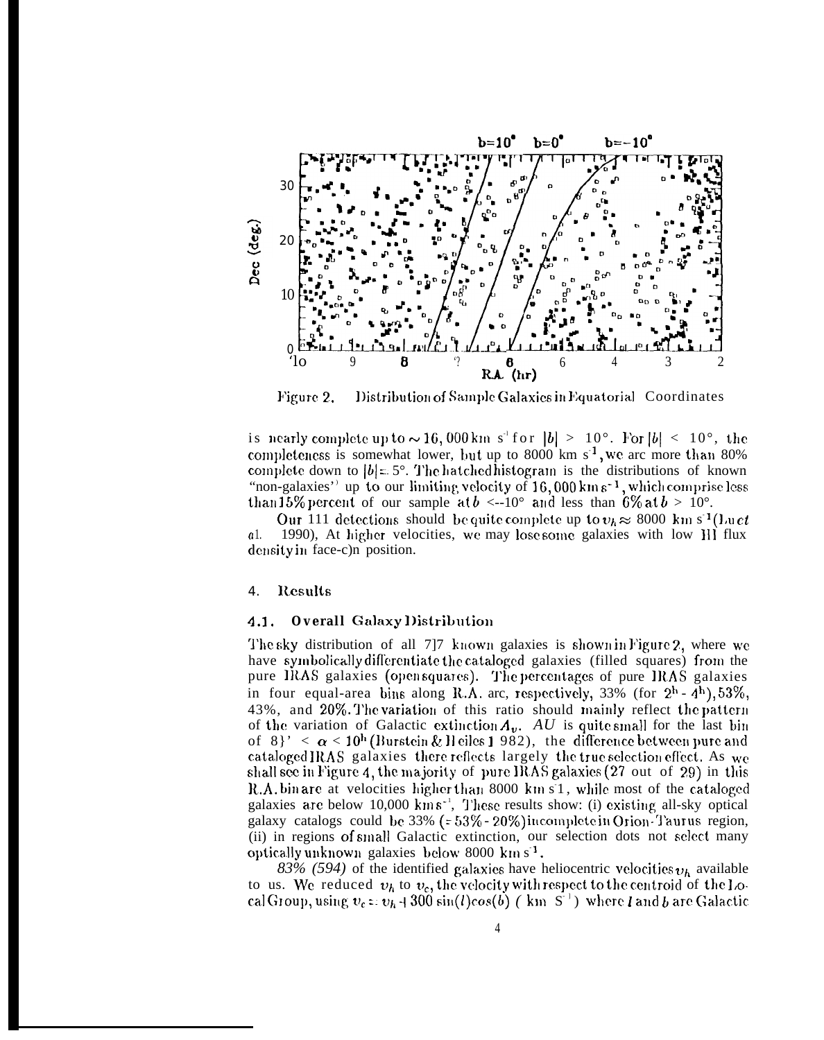Figure 2. Distribution of Sample Galaxies in Equatorial Coordinates

is nearly complete up to $\sim 16,000$ km s$^{-1}$ for $|b| > 10°$. For $|b| < 10°$, the completeness is somewhat lower, but up to 8000 km s$^{-1}$, we are more than 80% complete down to $|b| = 5°$. The hatched histogram is the distributions of known "non-galaxies" up to our limiting velocity of 16,000 km s$^{-1}$, which comprise less than 15% percent of our sample at $b <-10°$ and less than 6% at $b > 10°$.

Our 111 detections should be quite complete up to $v_h \approx 8000$ km s$^{-1}$ (Lu *et al.* 1990), At higher velocities, we may lose some galaxies with low HI flux density in face-on position.

## 4. Results

### 4.1. Overall Galaxy Distribution

The sky distribution of all 717 known galaxies is shown in Figure 2, where we have symbolically differentiate the cataloged galaxies (filled squares) from the pure IRAS galaxies (open squares). The percentages of pure IRAS galaxies in four equal-area bins along R.A. arc, respectively, 33% (for $2^h$ - $4^h$), 53%, 43%, and 20%. The variation of this ratio should mainly reflect the pattern of the variation of Galactic extinction $A_v$. $A_v$ is quite small for the last bin of $8^h < \alpha < 10^h$ (Burstein & Heiles 1982), the difference between pure and cataloged IRAS galaxies there reflects largely the true selection effect. As we shall see in Figure 4, the majority of pure IRAS galaxies (27 out of 29) in this R.A. bin are at velocities higher than 8000 km s$^{-1}$, while most of the cataloged galaxies are below 10,000 km s$^{-1}$, These results show: (i) existing all-sky optical galaxy catalogs could be 33% (= 53% - 20%) incomplete in Orion-Taurus region, (ii) in regions of small Galactic extinction, our selection dots not select many optically unknown galaxies below 8000 km s$^{-1}$.

*83% (594)* of the identified galaxies have heliocentric velocities $v_h$ available to us. We reduced $v_h$ to $v_c$, the velocity with respect to the centroid of the Local Group, using $v_c = v_h + 300 \sin(l)\cos(b)$ ( km s$^{-1}$) where $l$ and $b$ are Galactic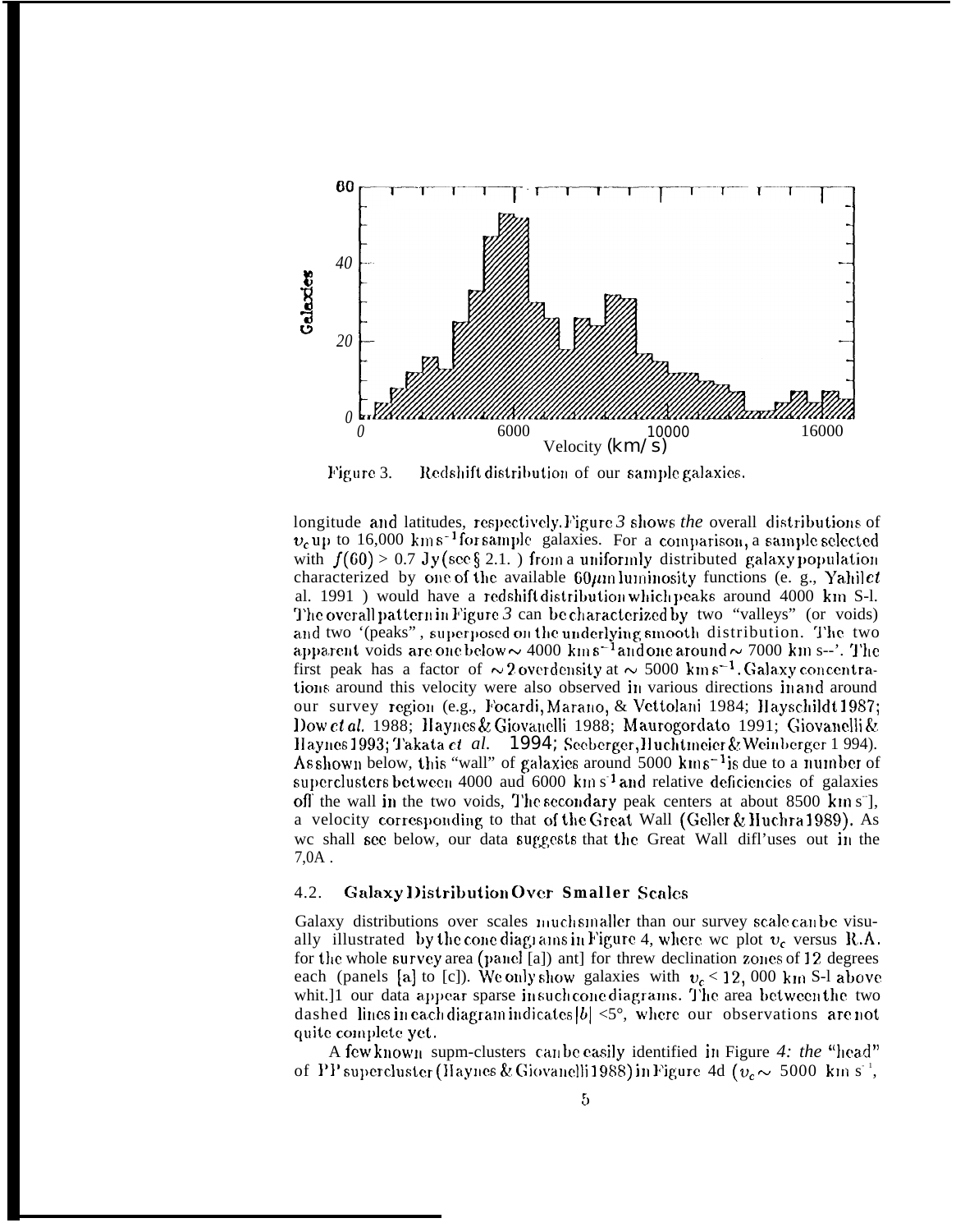Figure 3. Redshift distribution of our sample galaxies.

longitude and latitudes, respectively. Figure *3* shows *the* overall distributions of $v_c$ up to 16,000 km s$^{-1}$ for sample galaxies. For a comparison, a sample selected with $f(60) > 0.7$ Jy (see § 2.1. ) from a uniformly distributed galaxy population characterized by one of the available 60$\mu$m luminosity functions (e. g., Yahil *et* al. 1991 ) would have a redshift distribution which peaks around 4000 km S-l. The overall pattern in Figure *3* can be characterized by two "valleys" (or voids) and two '(peaks", superposed on the underlying smooth distribution. The two apparent voids are one below ~ 4000 km s$^{-1}$ and one around ~ 7000 km s--'. The first peak has a factor of ~ 2 overdensity at ~ 5000 km s$^{-1}$. Galaxy concentrations around this velocity were also observed in various directions in and around our survey region (e.g., Focardi, Marano, & Vettolani 1984; Hayschildt 1987; Dow *et al.* 1988; Haynes & Giovanelli 1988; Maurogordato 1991; Giovanelli & Haynes 1993; Takata *et al.* 1994; Seeberger, Huchtmeier & Weinberger 1 994). As shown below, this "wall" of galaxies around 5000 km s$^{-1}$ is due to a number of superclusters between 4000 aud 6000 km s$^{-1}$ and relative deficiencies of galaxies off the wall in the two voids, The secondary peak centers at about 8500 km s$^{-1}$, a velocity corresponding to that of the Great Wall (Geller & Huchra 1989). As wc shall see below, our data suggests that the Great Wall diffuses out in the 7,0A .

### 4.2. Galaxy Distribution Over Smaller Scales

Galaxy distributions over scales much smaller than our survey scale can be visually illustrated by the cone diagrams in Figure 4, where wc plot $v_c$ versus R.A. for the whole survey area (panel [a]) ant] for threw declination zones of 12 degrees each (panels [a] to [c]). We only show galaxies with $v_c < 12,000$ km S-l above whit.]1 our data appear sparse in such cone diagrams. The area between the two dashed lines in each diagram indicates $|b| < 5°$, where our observations are not quite complete yet.

A few known supm-clusters can be easily identified in Figure *4: the* "head" of PP supercluster (Haynes & Giovanelli 1988) in Figure 4d ($v_c \sim$ 5000 km s$^{-1}$,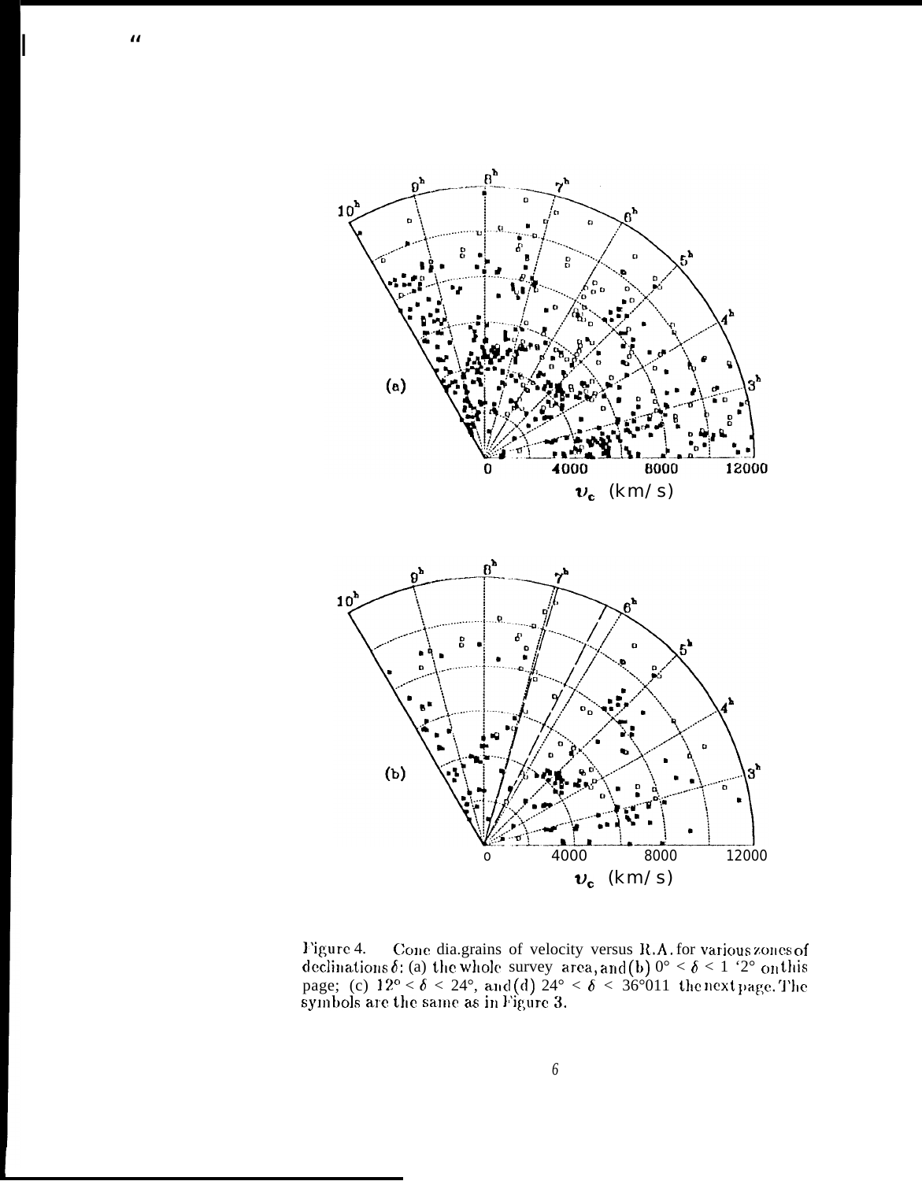Figure 4. Cone diagrams of velocity versus R.A. for various zones of declinations $\delta$: (a) the whole survey area, and (b) $0° < \delta < 12°$ on this page; (c) $12° < \delta < 24°$, and (d) $24° < \delta < 36°$ on the next page. The symbols are the same as in Figure 3.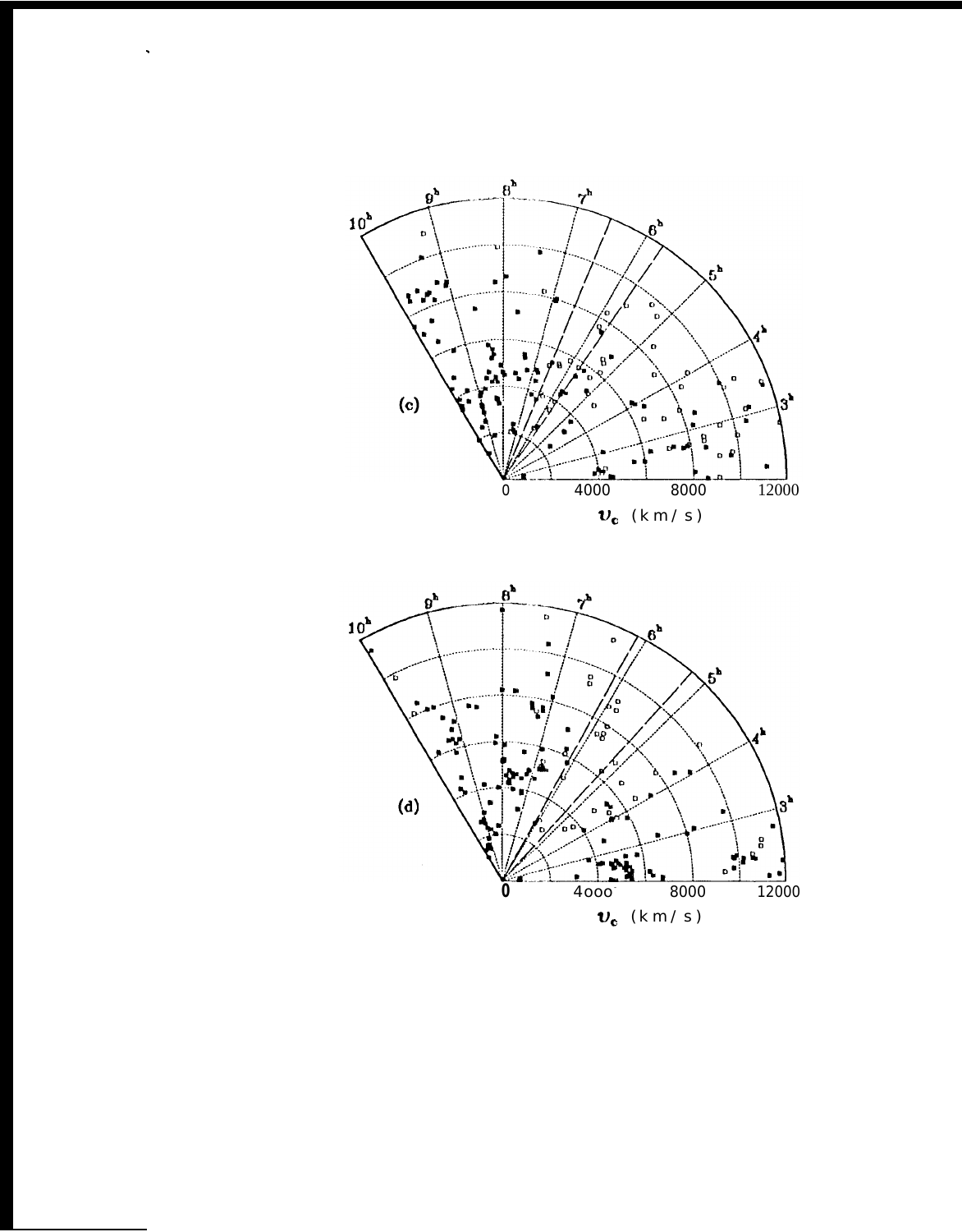(c)

0 4000 8000 12000

$v_c$ (km/s)

(d)

0 4000 8000 12000

$v_c$ (km/s)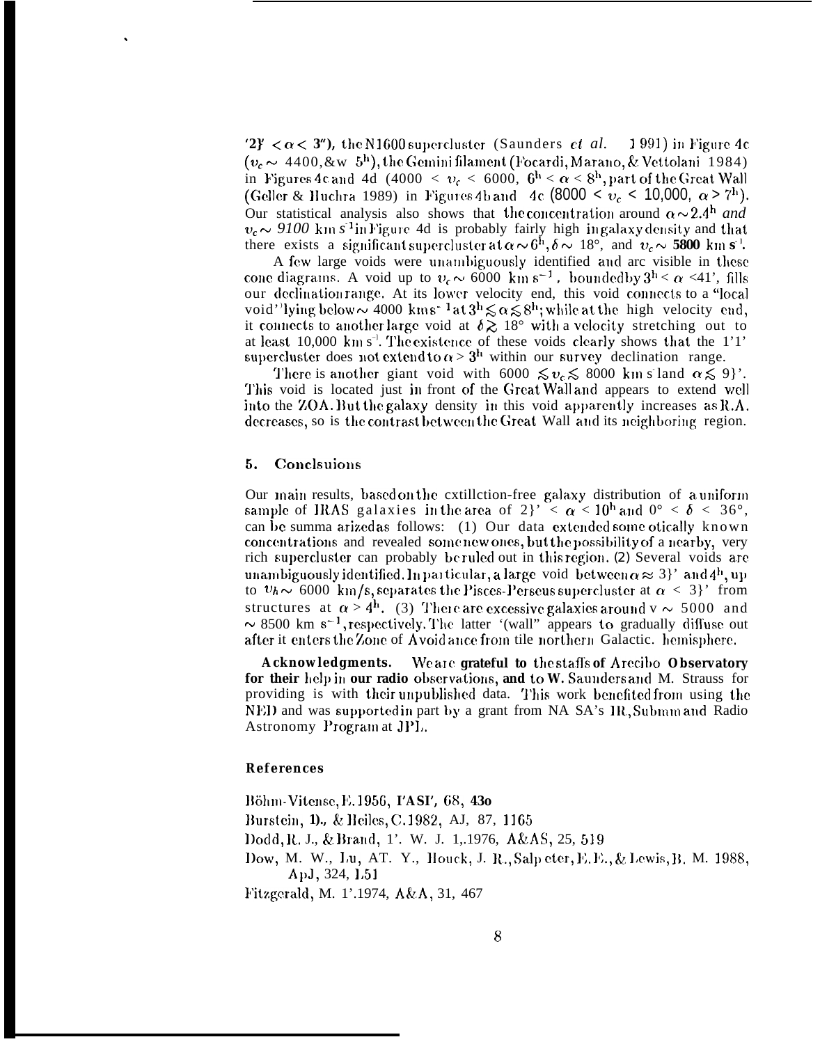'2}' $< \alpha <$ 3"), the N1600 supercluster (Saunders *et al.* 1991) in Figure 4c ($v_c \sim$ 4400, & w 5$^h$), the Gemini filament (Focardi, Marano, & Vettolani 1984) in Figures 4c and 4d ($4000 < v_c < 6000$, $6^h < \alpha < 8^h$, part of the Great Wall (Geller & Huchra 1989) in Figures 4b and 4c ($8000 < v_c < 10{,}000$, $\alpha > 7^h$). Our statistical analysis also shows that the concentration around $\alpha \sim 2.4^h$ *and* $v_c \sim$ *9100* km s$^{-1}$ in Figure 4d is probably fairly high in galaxy density and that there exists a significant supercluster at $\alpha \sim 6^h, \delta \sim 18°$, and $v_c \sim$ **5800** km s$^{-1}$.

A few large voids were unambiguously identified and are visible in these cone diagrams. A void up to $v_c \sim$ 6000 km s$^{-1}$, bounded by $3^h < \alpha$ <41', fills our declination range. At its lower velocity end, this void connects to a "local void" lying below ~ 4000 km s$^{-1}$ at $3^h \lesssim \alpha \lesssim 8^h$; while at the high velocity end, it connects to another large void at $\delta \gtrsim 18°$ with a velocity stretching out to at least 10,000 km s$^{-1}$. The existence of these voids clearly shows that the 1'1' supercluster does not extend to $\alpha > 3^h$ within our survey declination range.

There is another giant void with $6000 \lesssim v_c \lesssim$ 8000 km s$^{-1}$ and $\alpha \lesssim$ 9}'. This void is located just in front of the Great Wall and appears to extend well into the ZOA. But the galaxy density in this void apparently increases as R.A. decreases, so is the contrast between the Great Wall and its neighboring region.

## 5. Concluions

Our main results, based on the extinction-free galaxy distribution of a uniform sample of IRAS galaxies in the area of 2}' $< \alpha < 10^h$ and $0° < \delta < 36°$, can be summarized as follows: (1) Our data extended some otically known concentrations and revealed some new ones, but the possibility of a nearby, very rich supercluster can probably be ruled out in this region. (2) Several voids are unambiguously identified. In particular, a large void between $\alpha \approx$ 3}' and $4^h$, up to $v_h \sim$ 6000 km/s, separates the Pisces-Perseus supercluster at $\alpha <$ 3}' from structures at $\alpha > 4^h$. (3) There are excessive galaxies around v ~ 5000 and ~ 8500 km s$^{-1}$, respectively. The latter '(wall" appears to gradually diffuse out after it enters the Zone of Avoidance from tile northern Galactic hemisphere.

**Acknowledgments.** We are **grateful to** the staffs **of** Arecibo **Observatory for their** help in **our radio** observations, **and** to **W.** Saunders and M. Strauss for providing is with their unpublished data. This work benefited from using the NED and was supported in part by a grant from NA SA's IR, Submm and Radio Astronomy Program at JPL.

### References

Böhm-Vitense, E. 1956, **PASP, 68, 43o**

Burstein, **D.**, & Heiles, C. 1982, AJ, 87, 1165

Dodd, R. J., & Brand, P. W. J. L. 1976, A&AS, 25, 519

Dow, M. W., Lu, N. Y., Houck, J. R., Salpeter, E. E., & Lewis, B. M. 1988, ApJ, 324, L51

Fitzgerald, M. P. 1974, A&A, 31, 467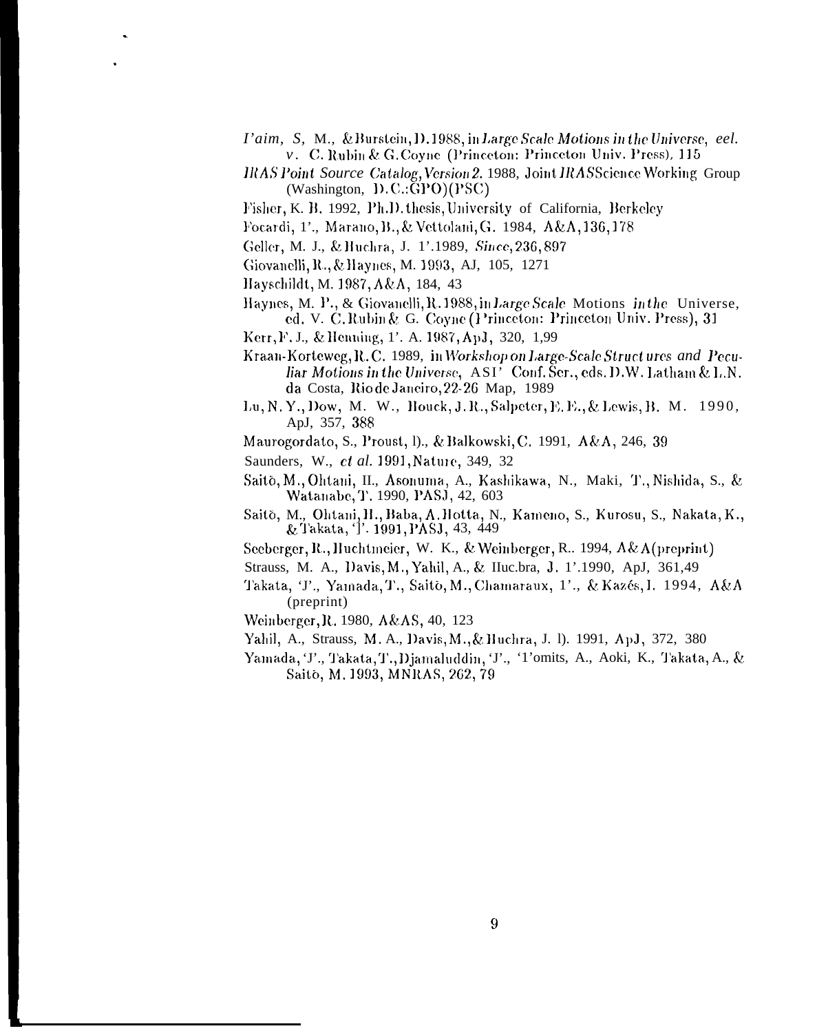*I'aim, S*, M., & Burstein, D. 1988, in *Large Scale Motions in the Universe, eel. v.* C. Rubin & G. Coyne (Princeton: Princeton Univ. Press), 115

*IRAS Point Source Catalog, Version 2.* 1988, Joint *IRAS* Science Working Group (Washington, D.C.: GPO)(PSC)

Fisher, K. B. 1992, Ph.D. thesis, University of California, Berkeley

Focardi, 1'., Marano, B., & Vettolani, G. 1984, A&A, 136, 178

Geller, M. J., & Huchra, J. 1'. 1989, *Since*, 236, 897

Giovanelli, R., & Haynes, M. 1993, AJ, 105, 1271

Hayschildt, M. 1987, A&A, 184, 43

Haynes, M. P., & Giovanelli, R. 1988, in *Large Scale* Motions *in the* Universe, ed. V. C. Rubin & G. Coyne (Princeton: Princeton Univ. Press), 31

Kerr, F. J., & Henning, 1'. A. 1987, ApJ, 320, 1,99

Kraan-Korteweg, R. C. 1989, in *Workshop on Large-Scale Struct ures and Peculiar Motions in the Universe*, ASI' Conf. Ser., eds. D.W. Latham & L.N. da Costa, Rio de Janeiro, 22-26 Map, 1989

Lu, N. Y., Dow, M. W., Houck, J. R., Salpeter, E. E., & Lewis, B. M. 1990, ApJ, 357, 388

Maurogordato, S., Proust, l)., & Balkowski, C. 1991, A&A, 246, 39

Saunders, W., *et al.* 1991, Nature, 349, 32

Saitō, M., Ohtani, II., Asonuma, A., Kashikawa, N., Maki, T., Nishida, S., & Watanabe, T. 1990, PASJ, 42, 603

Saitō, M., Ohtani, H., Baba, A. Hotta, N., Kameno, S., Kurosu, S., Nakata, K., & Takata, 'T'. 1991, PASJ, 43, 449

Seeberger, R., Huchtmeier, W. K., & Weinberger, R.. 1994, A&A(preprint)

Strauss, M. A., Davis, M., Yahil, A., & Huc.bra, J. 1'. 1990, ApJ, 361, 49

Takata, 'J'., Yamada, T., Saitō, M., Chamaraux, 1'., & Kazés, I. 1994, A&A (preprint)

Weinberger, R. 1980, A&AS, 40, 123

Yahil, A., Strauss, M. A., Davis, M., & Huchra, J. l). 1991, ApJ, 372, 380

Yamada, 'J'., Takata, T., Djamaluddin, 'J'., '1'omits, A., Aoki, K., Takata, A., & Saitō, M. 1993, MNRAS, 262, 79